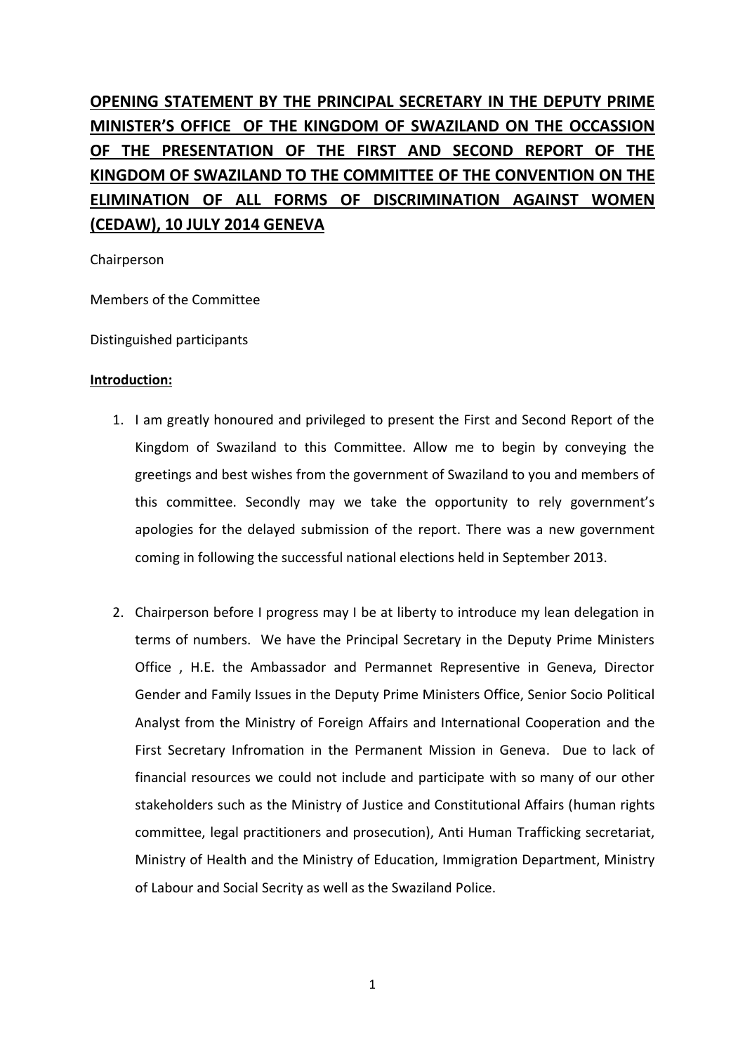# **OPENING STATEMENT BY THE PRINCIPAL SECRETARY IN THE DEPUTY PRIME MINISTER'S OFFICE OF THE KINGDOM OF SWAZILAND ON THE OCCASSION OF THE PRESENTATION OF THE FIRST AND SECOND REPORT OF THE KINGDOM OF SWAZILAND TO THE COMMITTEE OF THE CONVENTION ON THE ELIMINATION OF ALL FORMS OF DISCRIMINATION AGAINST WOMEN (CEDAW), 10 JULY 2014 GENEVA**

Chairperson

Members of the Committee

Distinguished participants

## **Introduction:**

1. I am greatly honoured and privileged to present the First and Second Report of the Kingdom of Swaziland to this Committee. Allow me to begin by conveying the greetings and best wishes from the government of Swaziland to you and members of this committee. Secondly may we take the opportunity to rely government's apologies for the delayed submission of the report. There was a new government coming in following the successful national elections held in September 2013.

2. Chairperson before I progress may I be at liberty to introduce my lean delegation in terms of numbers. We have the Principal Secretary in the Deputy Prime Ministers Office , H.E. the Ambassador and Permannet Representive in Geneva, Director Gender and Family Issues in the Deputy Prime Ministers Office, Senior Socio Political Analyst from the Ministry of Foreign Affairs and International Cooperation and the First Secretary Infromation in the Permanent Mission in Geneva. Due to lack of financial resources we could not include and participate with so many of our other stakeholders such as the Ministry of Justice and Constitutional Affairs (human rights committee, legal practitioners and prosecution), Anti Human Trafficking secretariat, Ministry of Health and the Ministry of Education, Immigration Department, Ministry of Labour and Social Secrity as well as the Swaziland Police.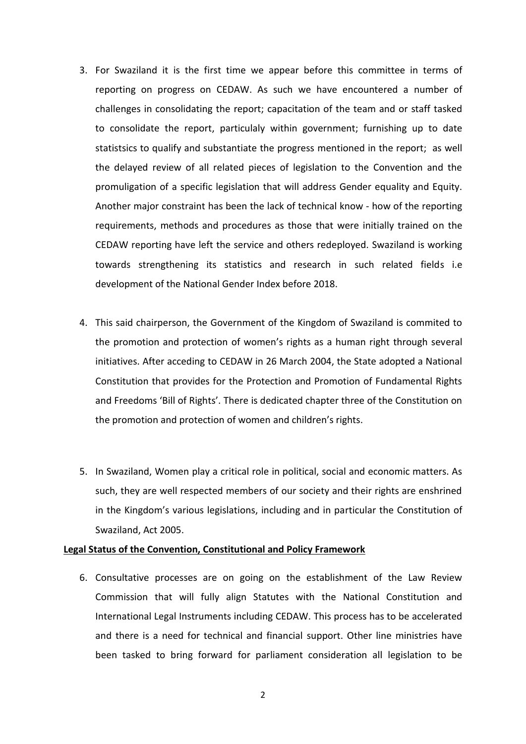3. For Swaziland it is the first time we appear before this committee in terms of reporting on progress on CEDAW. As such we have encountered a number of challenges in consolidating the report; capacitation of the team and or staff tasked to consolidate the report, particulaly within government; furnishing up to date statistsics to qualify and substantiate the progress mentioned in the report; as well the delayed review of all related pieces of legislation to the Convention and the promuligation of a specific legislation that will address Gender equality and Equity. Another major constraint has been the lack of technical know - how of the reporting requirements, methods and procedures as those that were initially trained on the CEDAW reporting have left the service and others redeployed. Swaziland is working towards strengthening its statistics and research in such related fields i.e development of the National Gender Index before 2018.

4. This said chairperson, the Government of the Kingdom of Swaziland is commited to the promotion and protection of women's rights as a human right through several initiatives. After acceding to CEDAW in 26 March 2004, the State adopted a National Constitution that provides for the Protection and Promotion of Fundamental Rights and Freedoms 'Bill of Rights'. There is dedicated chapter three of the Constitution on the promotion and protection of women and children's rights.

5. In Swaziland, Women play a critical role in political, social and economic matters. As such, they are well respected members of our society and their rights are enshrined in the Kingdom's various legislations, including and in particular the Constitution of Swaziland, Act 2005.

**Legal Status of the Convention, Constitutional and Policy Framework**

6. Consultative processes are on going on the establishment of the Law Review Commission that will fully align Statutes with the National Constitution and International Legal Instruments including CEDAW. This process has to be accelerated and there is a need for technical and financial support. Other line ministries have been tasked to bring forward for parliament consideration all legislation to be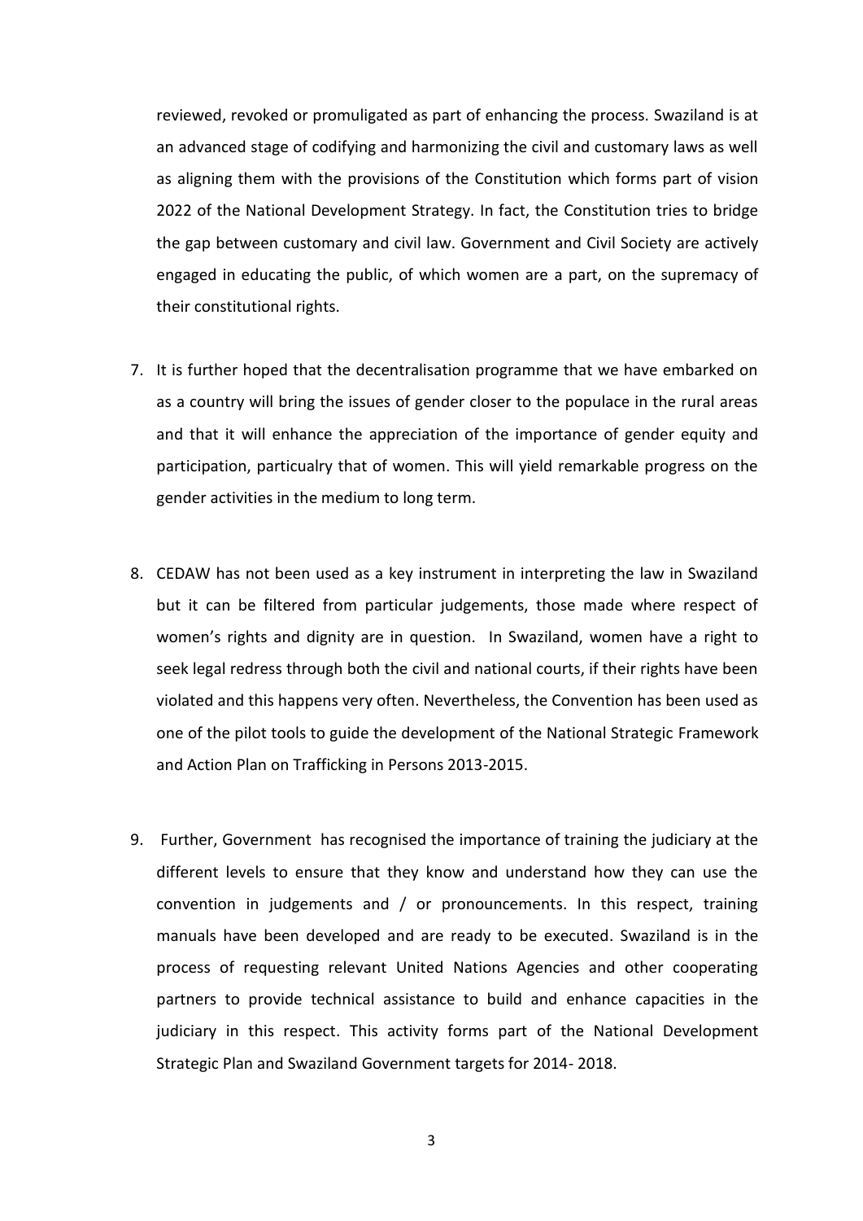reviewed, revoked or promuligated as part of enhancing the process. Swaziland is at an advanced stage of codifying and harmonizing the civil and customary laws as well as aligning them with the provisions of the Constitution which forms part of vision 2022 of the National Development Strategy. In fact, the Constitution tries to bridge the gap between customary and civil law. Government and Civil Society are actively engaged in educating the public, of which women are a part, on the supremacy of their constitutional rights.

7. It is further hoped that the decentralisation programme that we have embarked on as a country will bring the issues of gender closer to the populace in the rural areas and that it will enhance the appreciation of the importance of gender equity and participation, particualry that of women. This will yield remarkable progress on the gender activities in the medium to long term.

8. CEDAW has not been used as a key instrument in interpreting the law in Swaziland but it can be filtered from particular judgements, those made where respect of women's rights and dignity are in question. In Swaziland, women have a right to seek legal redress through both the civil and national courts, if their rights have been violated and this happens very often. Nevertheless, the Convention has been used as one of the pilot tools to guide the development of the National Strategic Framework and Action Plan on Trafficking in Persons 2013-2015.

9. Further, Government has recognised the importance of training the judiciary at the different levels to ensure that they know and understand how they can use the convention in judgements and / or pronouncements. In this respect, training manuals have been developed and are ready to be executed. Swaziland is in the process of requesting relevant United Nations Agencies and other cooperating partners to provide technical assistance to build and enhance capacities in the judiciary in this respect. This activity forms part of the National Development Strategic Plan and Swaziland Government targets for 2014- 2018.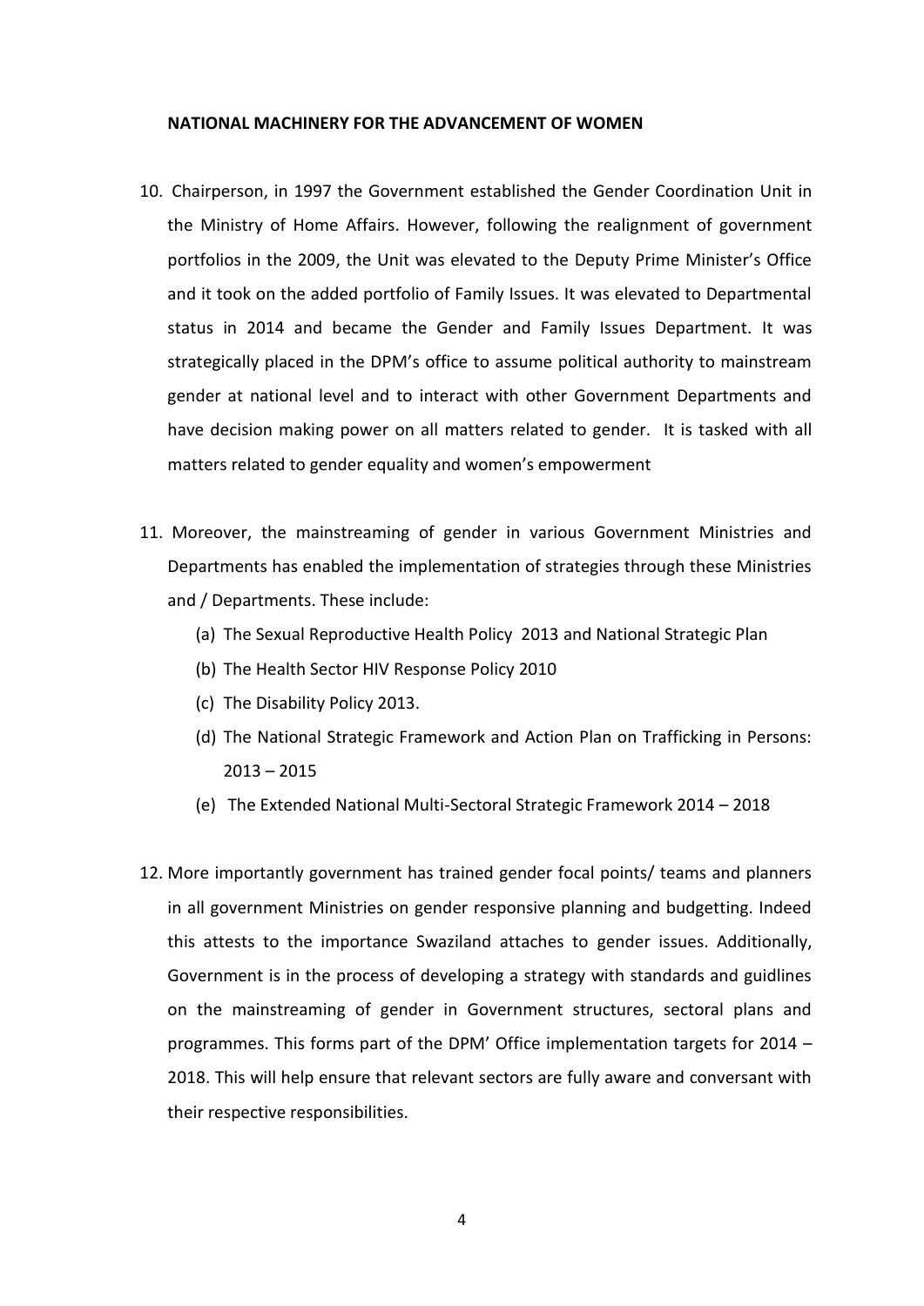**NATIONAL MACHINERY FOR THE ADVANCEMENT OF WOMEN**

10. Chairperson, in 1997 the Government established the Gender Coordination Unit in the Ministry of Home Affairs. However, following the realignment of government portfolios in the 2009, the Unit was elevated to the Deputy Prime Minister's Office and it took on the added portfolio of Family Issues. It was elevated to Departmental status in 2014 and became the Gender and Family Issues Department. It was strategically placed in the DPM's office to assume political authority to mainstream gender at national level and to interact with other Government Departments and have decision making power on all matters related to gender. It is tasked with all matters related to gender equality and women's empowerment

11. Moreover, the mainstreaming of gender in various Government Ministries and Departments has enabled the implementation of strategies through these Ministries and / Departments. These include:
    (a) The Sexual Reproductive Health Policy 2013 and National Strategic Plan
    (b) The Health Sector HIV Response Policy 2010
    (c) The Disability Policy 2013.
    (d) The National Strategic Framework and Action Plan on Trafficking in Persons: 2013 – 2015
    (e) The Extended National Multi-Sectoral Strategic Framework 2014 – 2018

12. More importantly government has trained gender focal points/ teams and planners in all government Ministries on gender responsive planning and budgetting. Indeed this attests to the importance Swaziland attaches to gender issues. Additionally, Government is in the process of developing a strategy with standards and guidlines on the mainstreaming of gender in Government structures, sectoral plans and programmes. This forms part of the DPM' Office implementation targets for 2014 – 2018. This will help ensure that relevant sectors are fully aware and conversant with their respective responsibilities.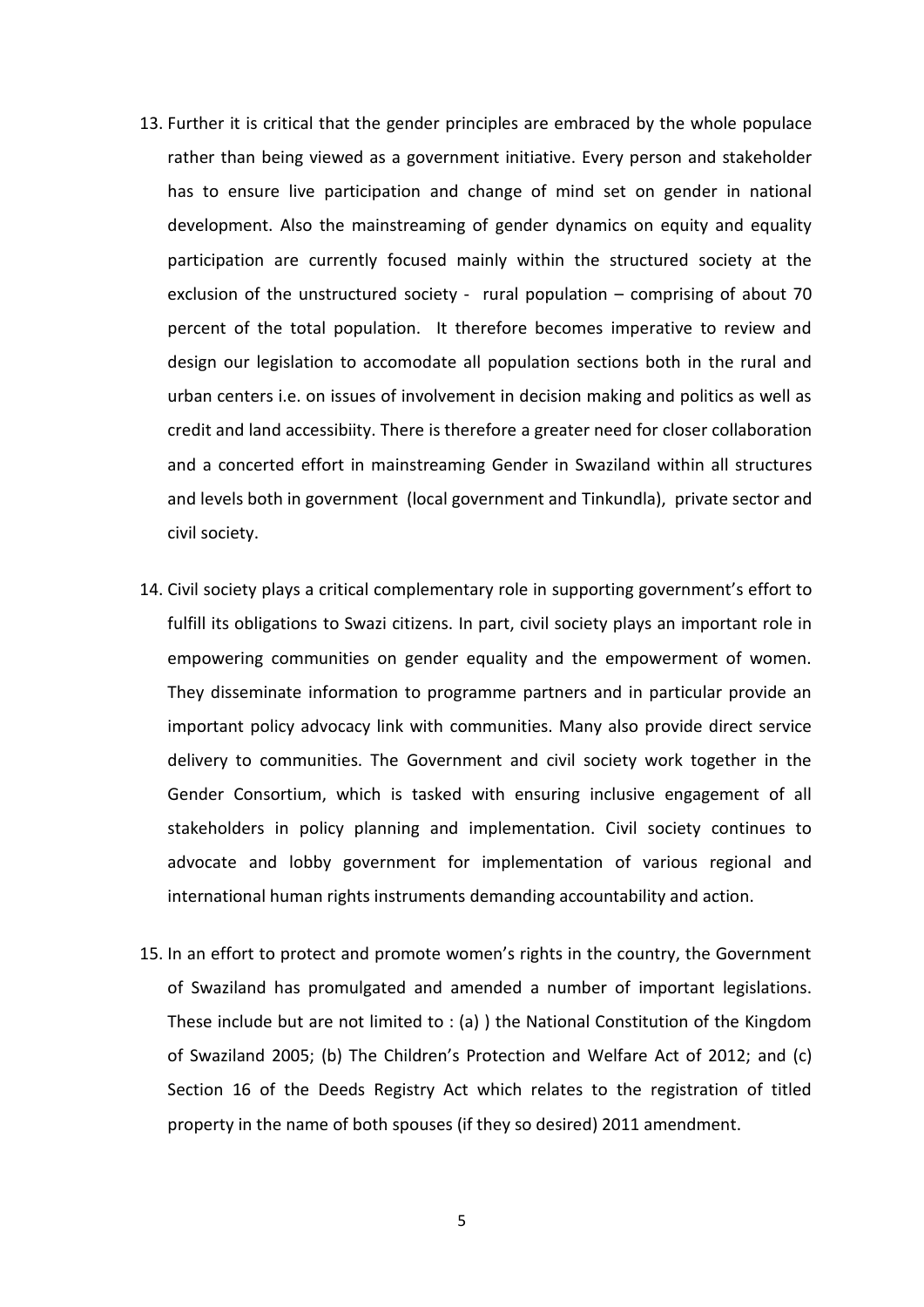13. Further it is critical that the gender principles are embraced by the whole populace rather than being viewed as a government initiative. Every person and stakeholder has to ensure live participation and change of mind set on gender in national development. Also the mainstreaming of gender dynamics on equity and equality participation are currently focused mainly within the structured society at the exclusion of the unstructured society - rural population – comprising of about 70 percent of the total population. It therefore becomes imperative to review and design our legislation to accomodate all population sections both in the rural and urban centers i.e. on issues of involvement in decision making and politics as well as credit and land accessibiity. There is therefore a greater need for closer collaboration and a concerted effort in mainstreaming Gender in Swaziland within all structures and levels both in government (local government and Tinkundla), private sector and civil society.

14. Civil society plays a critical complementary role in supporting government's effort to fulfill its obligations to Swazi citizens. In part, civil society plays an important role in empowering communities on gender equality and the empowerment of women. They disseminate information to programme partners and in particular provide an important policy advocacy link with communities. Many also provide direct service delivery to communities. The Government and civil society work together in the Gender Consortium, which is tasked with ensuring inclusive engagement of all stakeholders in policy planning and implementation. Civil society continues to advocate and lobby government for implementation of various regional and international human rights instruments demanding accountability and action.

15. In an effort to protect and promote women's rights in the country, the Government of Swaziland has promulgated and amended a number of important legislations. These include but are not limited to : (a) ) the National Constitution of the Kingdom of Swaziland 2005; (b) The Children's Protection and Welfare Act of 2012; and (c) Section 16 of the Deeds Registry Act which relates to the registration of titled property in the name of both spouses (if they so desired) 2011 amendment.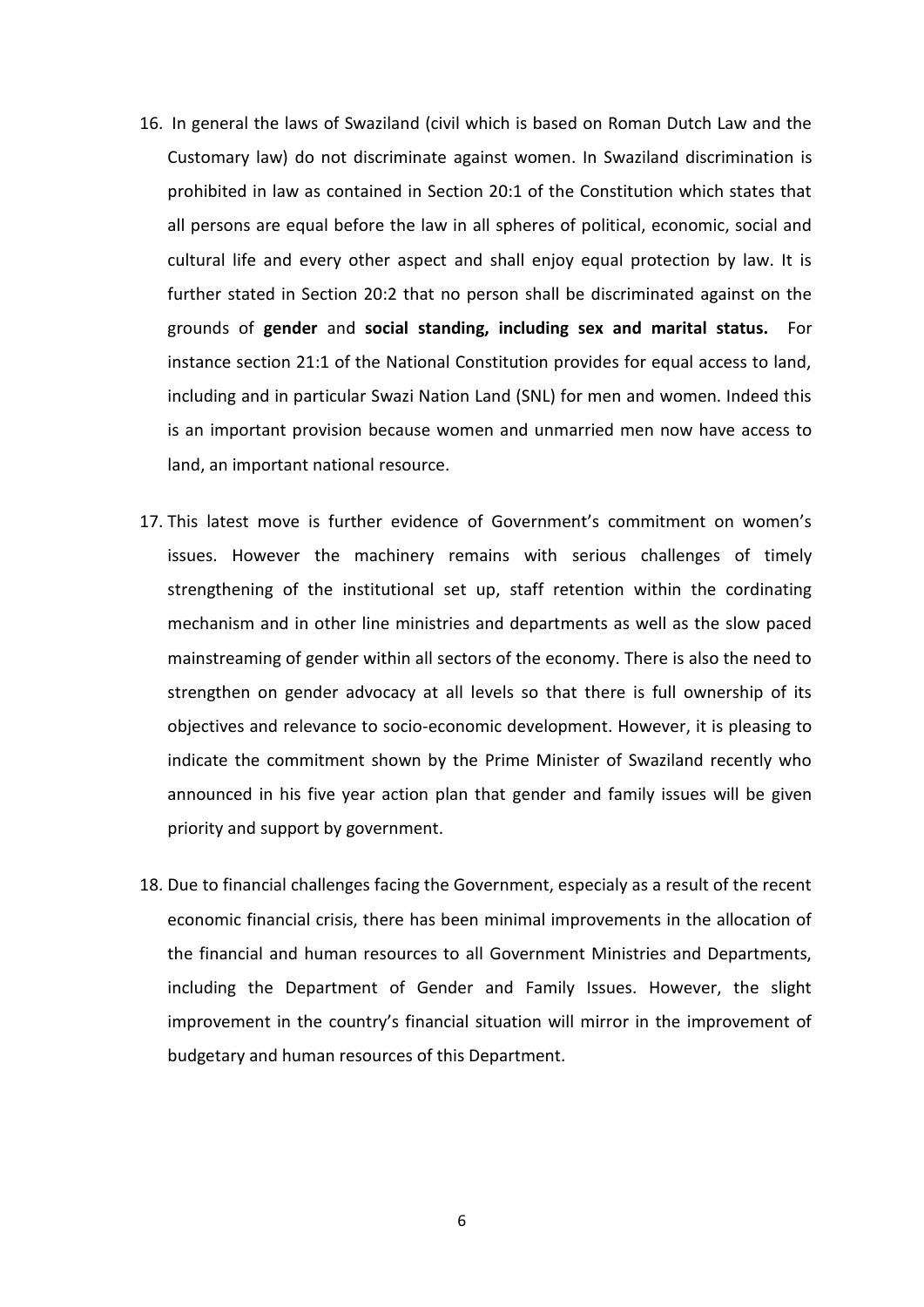16. In general the laws of Swaziland (civil which is based on Roman Dutch Law and the Customary law) do not discriminate against women. In Swaziland discrimination is prohibited in law as contained in Section 20:1 of the Constitution which states that all persons are equal before the law in all spheres of political, economic, social and cultural life and every other aspect and shall enjoy equal protection by law. It is further stated in Section 20:2 that no person shall be discriminated against on the grounds of **gender** and **social standing, including sex and marital status.** For instance section 21:1 of the National Constitution provides for equal access to land, including and in particular Swazi Nation Land (SNL) for men and women. Indeed this is an important provision because women and unmarried men now have access to land, an important national resource.

17. This latest move is further evidence of Government's commitment on women's issues. However the machinery remains with serious challenges of timely strengthening of the institutional set up, staff retention within the cordinating mechanism and in other line ministries and departments as well as the slow paced mainstreaming of gender within all sectors of the economy. There is also the need to strengthen on gender advocacy at all levels so that there is full ownership of its objectives and relevance to socio-economic development. However, it is pleasing to indicate the commitment shown by the Prime Minister of Swaziland recently who announced in his five year action plan that gender and family issues will be given priority and support by government.

18. Due to financial challenges facing the Government, especialy as a result of the recent economic financial crisis, there has been minimal improvements in the allocation of the financial and human resources to all Government Ministries and Departments, including the Department of Gender and Family Issues. However, the slight improvement in the country's financial situation will mirror in the improvement of budgetary and human resources of this Department.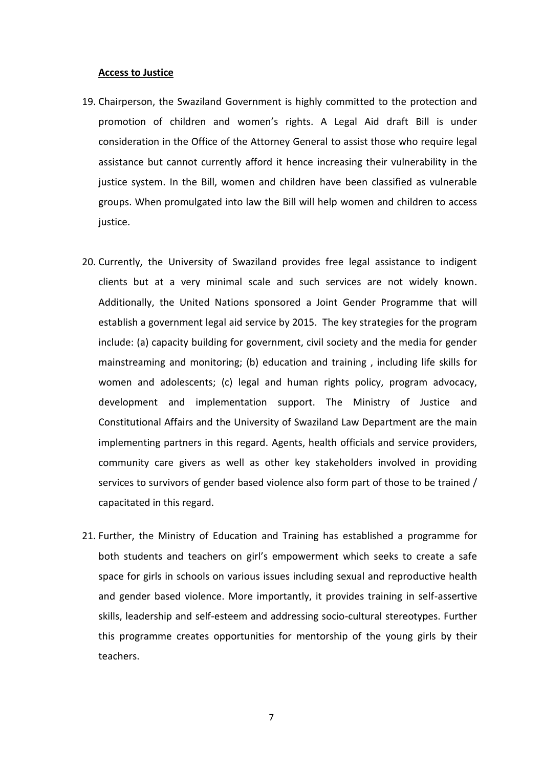**Access to Justice**

19. Chairperson, the Swaziland Government is highly committed to the protection and promotion of children and women's rights. A Legal Aid draft Bill is under consideration in the Office of the Attorney General to assist those who require legal assistance but cannot currently afford it hence increasing their vulnerability in the justice system. In the Bill, women and children have been classified as vulnerable groups. When promulgated into law the Bill will help women and children to access justice.

20. Currently, the University of Swaziland provides free legal assistance to indigent clients but at a very minimal scale and such services are not widely known. Additionally, the United Nations sponsored a Joint Gender Programme that will establish a government legal aid service by 2015. The key strategies for the program include: (a) capacity building for government, civil society and the media for gender mainstreaming and monitoring; (b) education and training , including life skills for women and adolescents; (c) legal and human rights policy, program advocacy, development and implementation support. The Ministry of Justice and Constitutional Affairs and the University of Swaziland Law Department are the main implementing partners in this regard. Agents, health officials and service providers, community care givers as well as other key stakeholders involved in providing services to survivors of gender based violence also form part of those to be trained / capacitated in this regard.

21. Further, the Ministry of Education and Training has established a programme for both students and teachers on girl's empowerment which seeks to create a safe space for girls in schools on various issues including sexual and reproductive health and gender based violence. More importantly, it provides training in self-assertive skills, leadership and self-esteem and addressing socio-cultural stereotypes. Further this programme creates opportunities for mentorship of the young girls by their teachers.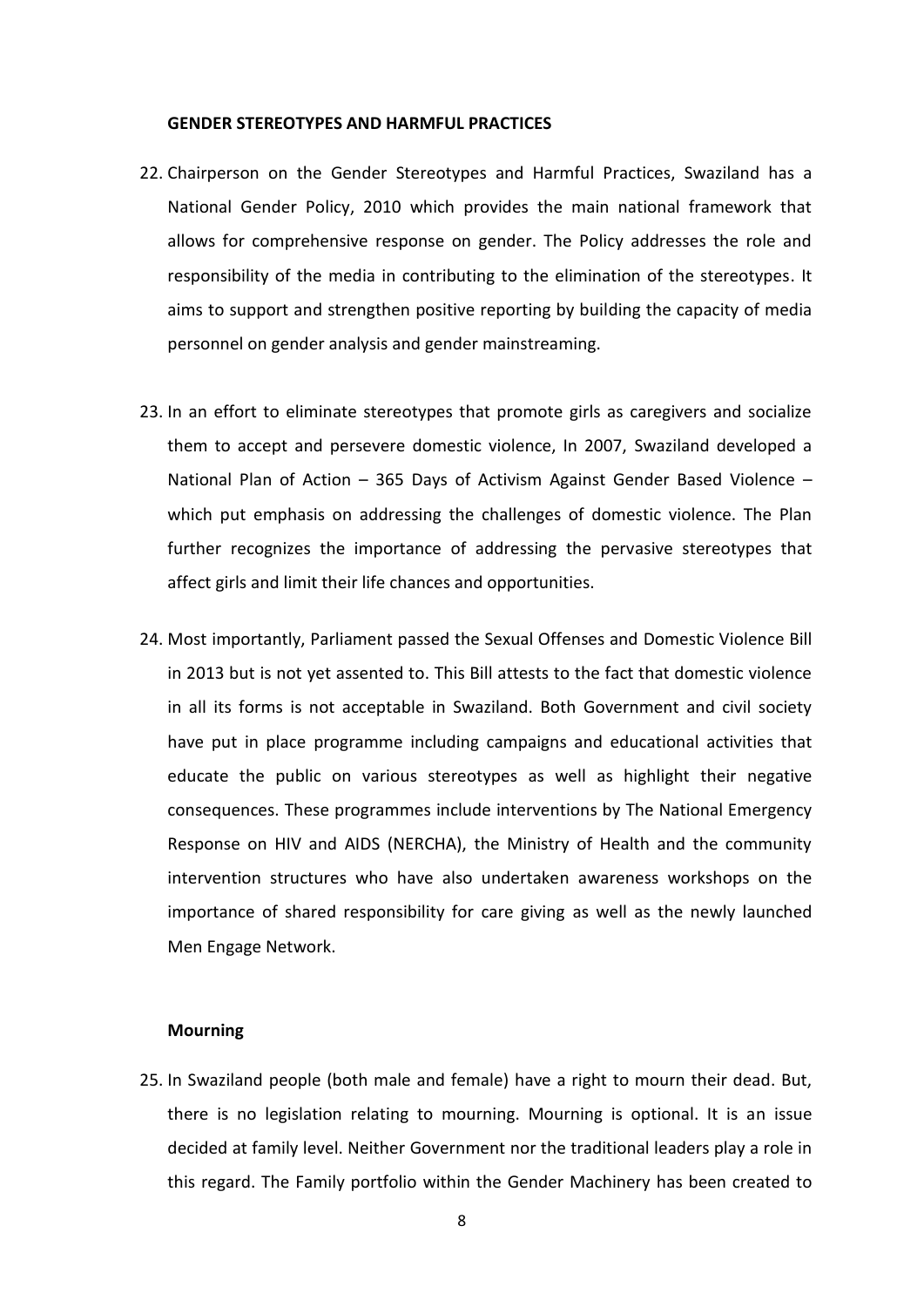**GENDER STEREOTYPES AND HARMFUL PRACTICES**

22. Chairperson on the Gender Stereotypes and Harmful Practices, Swaziland has a National Gender Policy, 2010 which provides the main national framework that allows for comprehensive response on gender. The Policy addresses the role and responsibility of the media in contributing to the elimination of the stereotypes. It aims to support and strengthen positive reporting by building the capacity of media personnel on gender analysis and gender mainstreaming.

23. In an effort to eliminate stereotypes that promote girls as caregivers and socialize them to accept and persevere domestic violence, In 2007, Swaziland developed a National Plan of Action – 365 Days of Activism Against Gender Based Violence – which put emphasis on addressing the challenges of domestic violence. The Plan further recognizes the importance of addressing the pervasive stereotypes that affect girls and limit their life chances and opportunities.

24. Most importantly, Parliament passed the Sexual Offenses and Domestic Violence Bill in 2013 but is not yet assented to. This Bill attests to the fact that domestic violence in all its forms is not acceptable in Swaziland. Both Government and civil society have put in place programme including campaigns and educational activities that educate the public on various stereotypes as well as highlight their negative consequences. These programmes include interventions by The National Emergency Response on HIV and AIDS (NERCHA), the Ministry of Health and the community intervention structures who have also undertaken awareness workshops on the importance of shared responsibility for care giving as well as the newly launched Men Engage Network.

**Mourning**

25. In Swaziland people (both male and female) have a right to mourn their dead. But, there is no legislation relating to mourning. Mourning is optional. It is an issue decided at family level. Neither Government nor the traditional leaders play a role in this regard. The Family portfolio within the Gender Machinery has been created to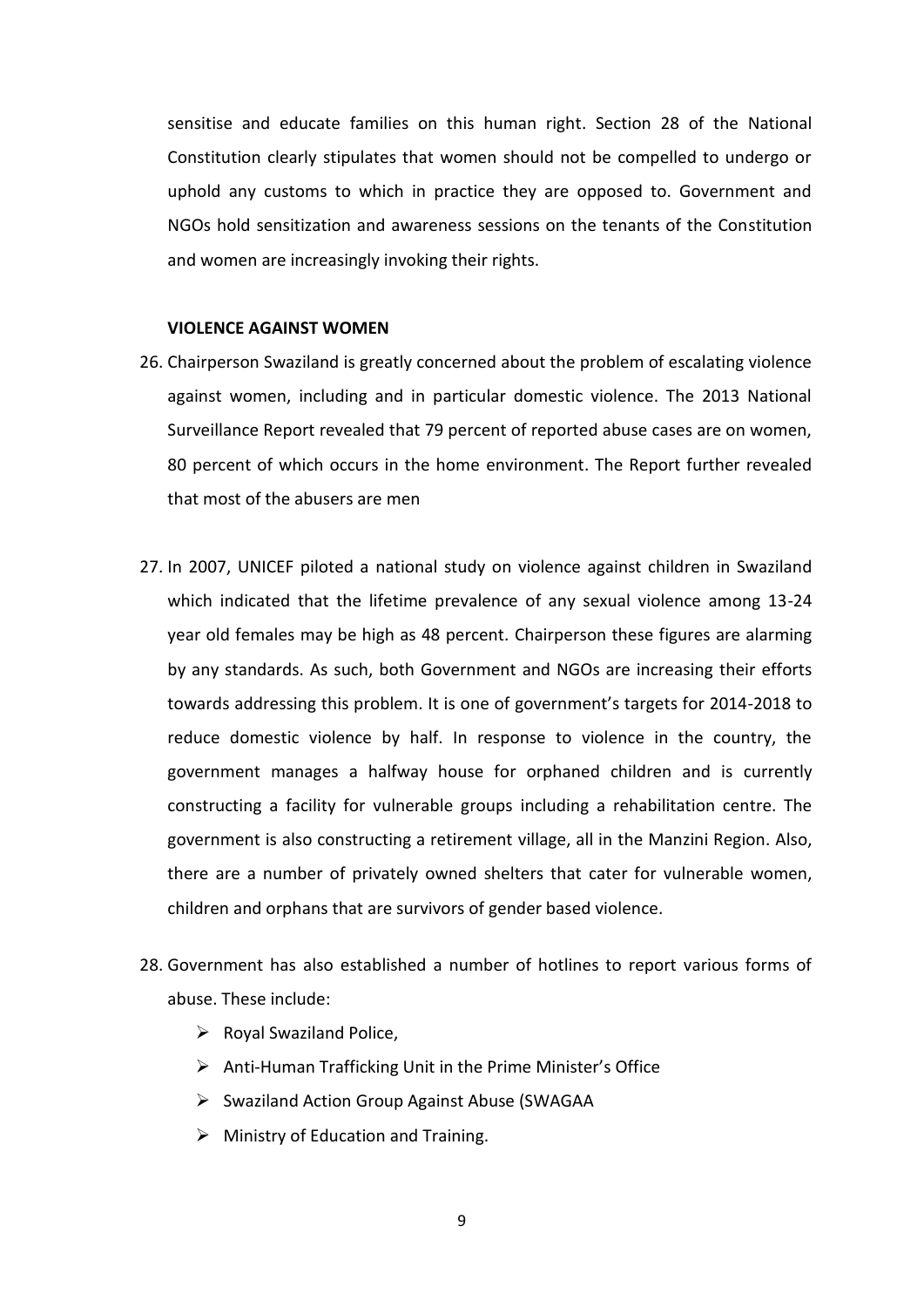sensitise and educate families on this human right. Section 28 of the National Constitution clearly stipulates that women should not be compelled to undergo or uphold any customs to which in practice they are opposed to. Government and NGOs hold sensitization and awareness sessions on the tenants of the Constitution and women are increasingly invoking their rights.

**VIOLENCE AGAINST WOMEN**

26. Chairperson Swaziland is greatly concerned about the problem of escalating violence against women, including and in particular domestic violence. The 2013 National Surveillance Report revealed that 79 percent of reported abuse cases are on women, 80 percent of which occurs in the home environment. The Report further revealed that most of the abusers are men

27. In 2007, UNICEF piloted a national study on violence against children in Swaziland which indicated that the lifetime prevalence of any sexual violence among 13-24 year old females may be high as 48 percent. Chairperson these figures are alarming by any standards. As such, both Government and NGOs are increasing their efforts towards addressing this problem. It is one of government's targets for 2014-2018 to reduce domestic violence by half. In response to violence in the country, the government manages a halfway house for orphaned children and is currently constructing a facility for vulnerable groups including a rehabilitation centre. The government is also constructing a retirement village, all in the Manzini Region. Also, there are a number of privately owned shelters that cater for vulnerable women, children and orphans that are survivors of gender based violence.

28. Government has also established a number of hotlines to report various forms of abuse. These include:
    - Royal Swaziland Police,
    - Anti-Human Trafficking Unit in the Prime Minister's Office
    - Swaziland Action Group Against Abuse (SWAGAA
    - Ministry of Education and Training.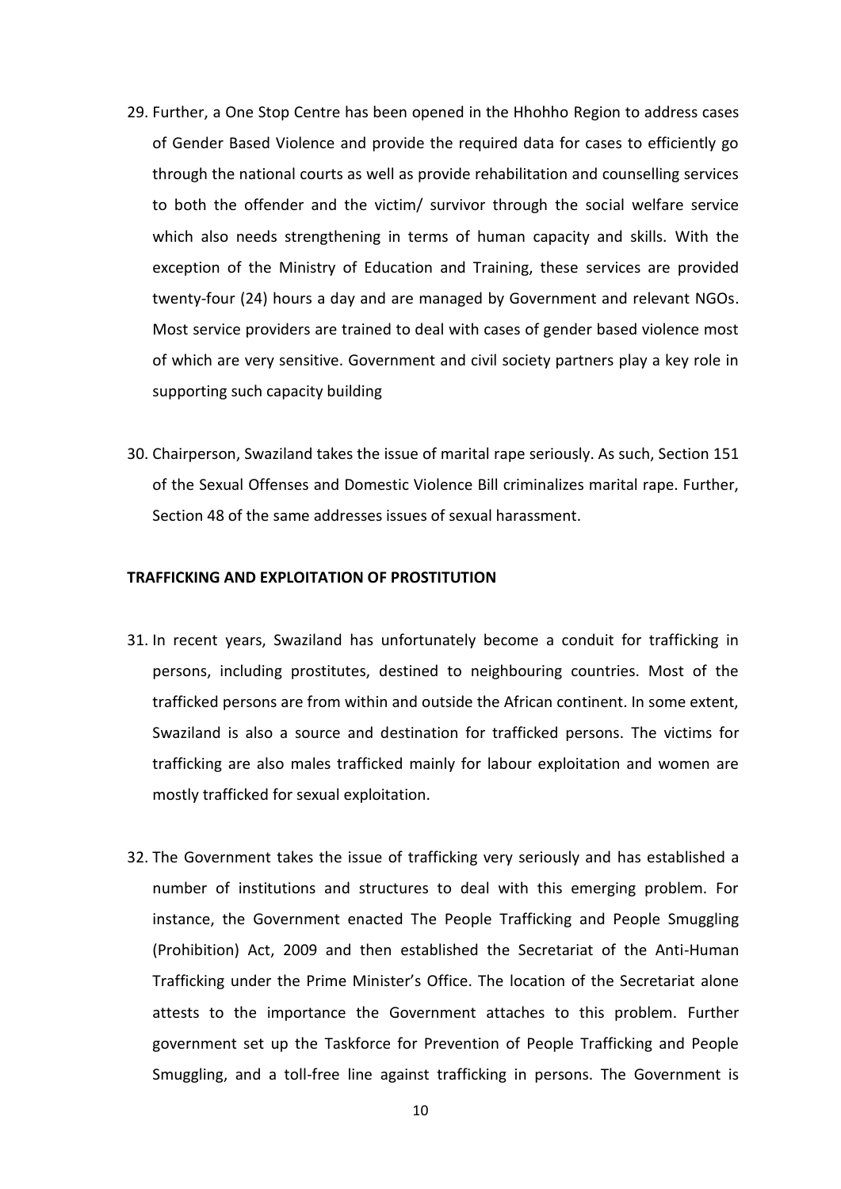29. Further, a One Stop Centre has been opened in the Hhohho Region to address cases of Gender Based Violence and provide the required data for cases to efficiently go through the national courts as well as provide rehabilitation and counselling services to both the offender and the victim/ survivor through the social welfare service which also needs strengthening in terms of human capacity and skills. With the exception of the Ministry of Education and Training, these services are provided twenty-four (24) hours a day and are managed by Government and relevant NGOs. Most service providers are trained to deal with cases of gender based violence most of which are very sensitive. Government and civil society partners play a key role in supporting such capacity building

30. Chairperson, Swaziland takes the issue of marital rape seriously. As such, Section 151 of the Sexual Offenses and Domestic Violence Bill criminalizes marital rape. Further, Section 48 of the same addresses issues of sexual harassment.

**TRAFFICKING AND EXPLOITATION OF PROSTITUTION**

31. In recent years, Swaziland has unfortunately become a conduit for trafficking in persons, including prostitutes, destined to neighbouring countries. Most of the trafficked persons are from within and outside the African continent. In some extent, Swaziland is also a source and destination for trafficked persons. The victims for trafficking are also males trafficked mainly for labour exploitation and women are mostly trafficked for sexual exploitation.

32. The Government takes the issue of trafficking very seriously and has established a number of institutions and structures to deal with this emerging problem. For instance, the Government enacted The People Trafficking and People Smuggling (Prohibition) Act, 2009 and then established the Secretariat of the Anti-Human Trafficking under the Prime Minister's Office. The location of the Secretariat alone attests to the importance the Government attaches to this problem. Further government set up the Taskforce for Prevention of People Trafficking and People Smuggling, and a toll-free line against trafficking in persons. The Government is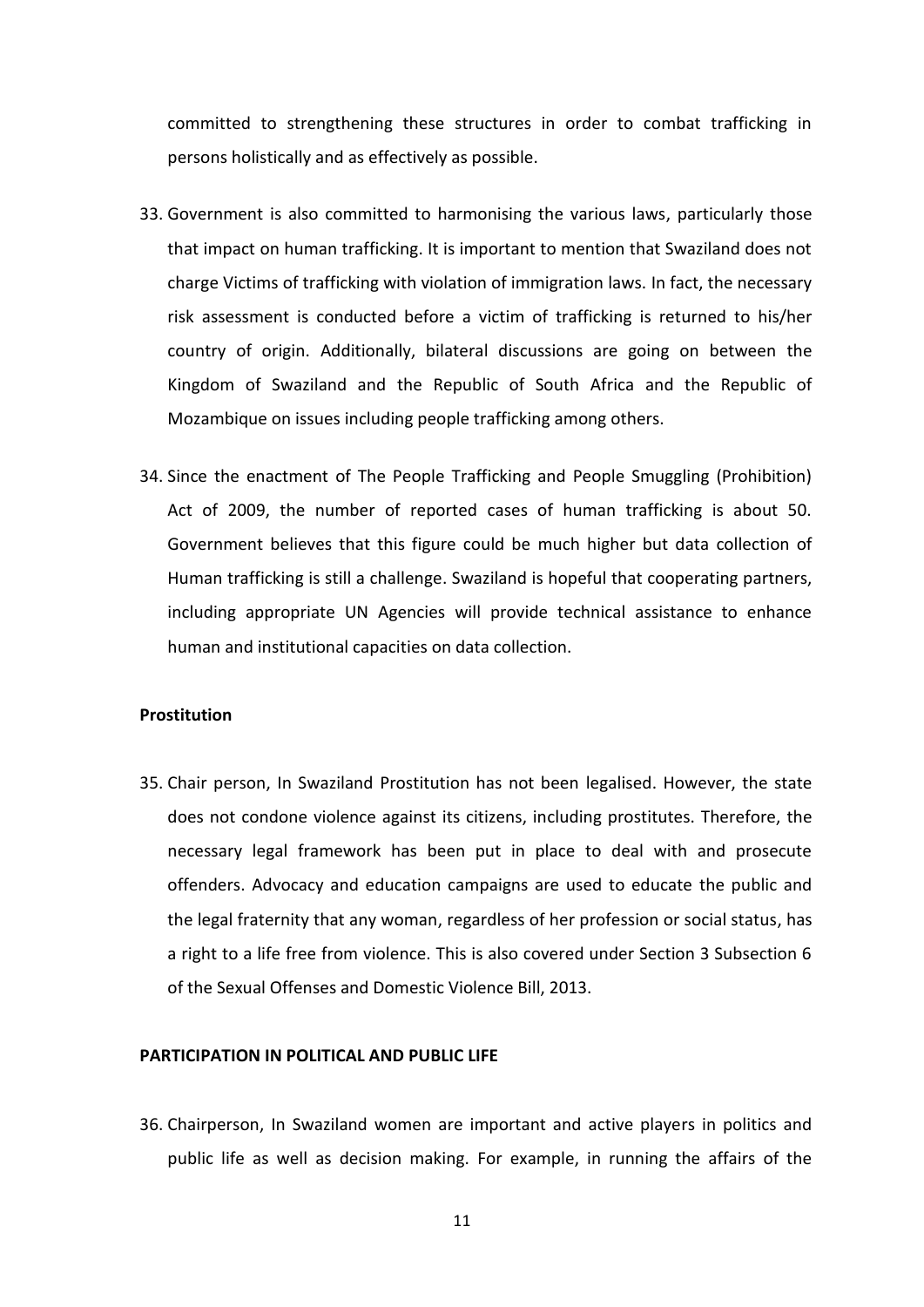committed to strengthening these structures in order to combat trafficking in persons holistically and as effectively as possible.

33. Government is also committed to harmonising the various laws, particularly those that impact on human trafficking. It is important to mention that Swaziland does not charge Victims of trafficking with violation of immigration laws. In fact, the necessary risk assessment is conducted before a victim of trafficking is returned to his/her country of origin. Additionally, bilateral discussions are going on between the Kingdom of Swaziland and the Republic of South Africa and the Republic of Mozambique on issues including people trafficking among others.

34. Since the enactment of The People Trafficking and People Smuggling (Prohibition) Act of 2009, the number of reported cases of human trafficking is about 50. Government believes that this figure could be much higher but data collection of Human trafficking is still a challenge. Swaziland is hopeful that cooperating partners, including appropriate UN Agencies will provide technical assistance to enhance human and institutional capacities on data collection.

**Prostitution**

35. Chair person, In Swaziland Prostitution has not been legalised. However, the state does not condone violence against its citizens, including prostitutes. Therefore, the necessary legal framework has been put in place to deal with and prosecute offenders. Advocacy and education campaigns are used to educate the public and the legal fraternity that any woman, regardless of her profession or social status, has a right to a life free from violence. This is also covered under Section 3 Subsection 6 of the Sexual Offenses and Domestic Violence Bill, 2013.

**PARTICIPATION IN POLITICAL AND PUBLIC LIFE**

36. Chairperson, In Swaziland women are important and active players in politics and public life as well as decision making. For example, in running the affairs of the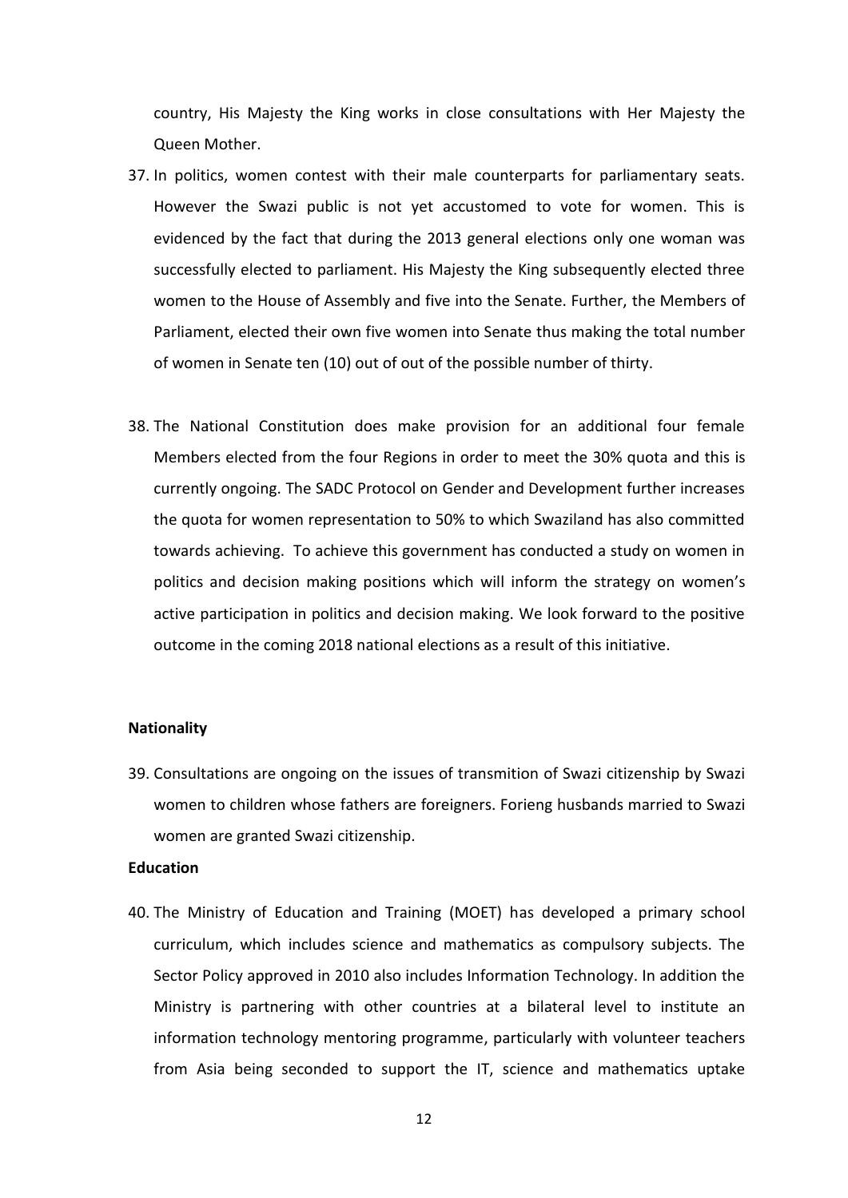country, His Majesty the King works in close consultations with Her Majesty the Queen Mother.

37. In politics, women contest with their male counterparts for parliamentary seats. However the Swazi public is not yet accustomed to vote for women. This is evidenced by the fact that during the 2013 general elections only one woman was successfully elected to parliament. His Majesty the King subsequently elected three women to the House of Assembly and five into the Senate. Further, the Members of Parliament, elected their own five women into Senate thus making the total number of women in Senate ten (10) out of out of the possible number of thirty.

38. The National Constitution does make provision for an additional four female Members elected from the four Regions in order to meet the 30% quota and this is currently ongoing. The SADC Protocol on Gender and Development further increases the quota for women representation to 50% to which Swaziland has also committed towards achieving. To achieve this government has conducted a study on women in politics and decision making positions which will inform the strategy on women's active participation in politics and decision making. We look forward to the positive outcome in the coming 2018 national elections as a result of this initiative.

**Nationality**

39. Consultations are ongoing on the issues of transmition of Swazi citizenship by Swazi women to children whose fathers are foreigners. Forieng husbands married to Swazi women are granted Swazi citizenship.

**Education**

40. The Ministry of Education and Training (MOET) has developed a primary school curriculum, which includes science and mathematics as compulsory subjects. The Sector Policy approved in 2010 also includes Information Technology. In addition the Ministry is partnering with other countries at a bilateral level to institute an information technology mentoring programme, particularly with volunteer teachers from Asia being seconded to support the IT, science and mathematics uptake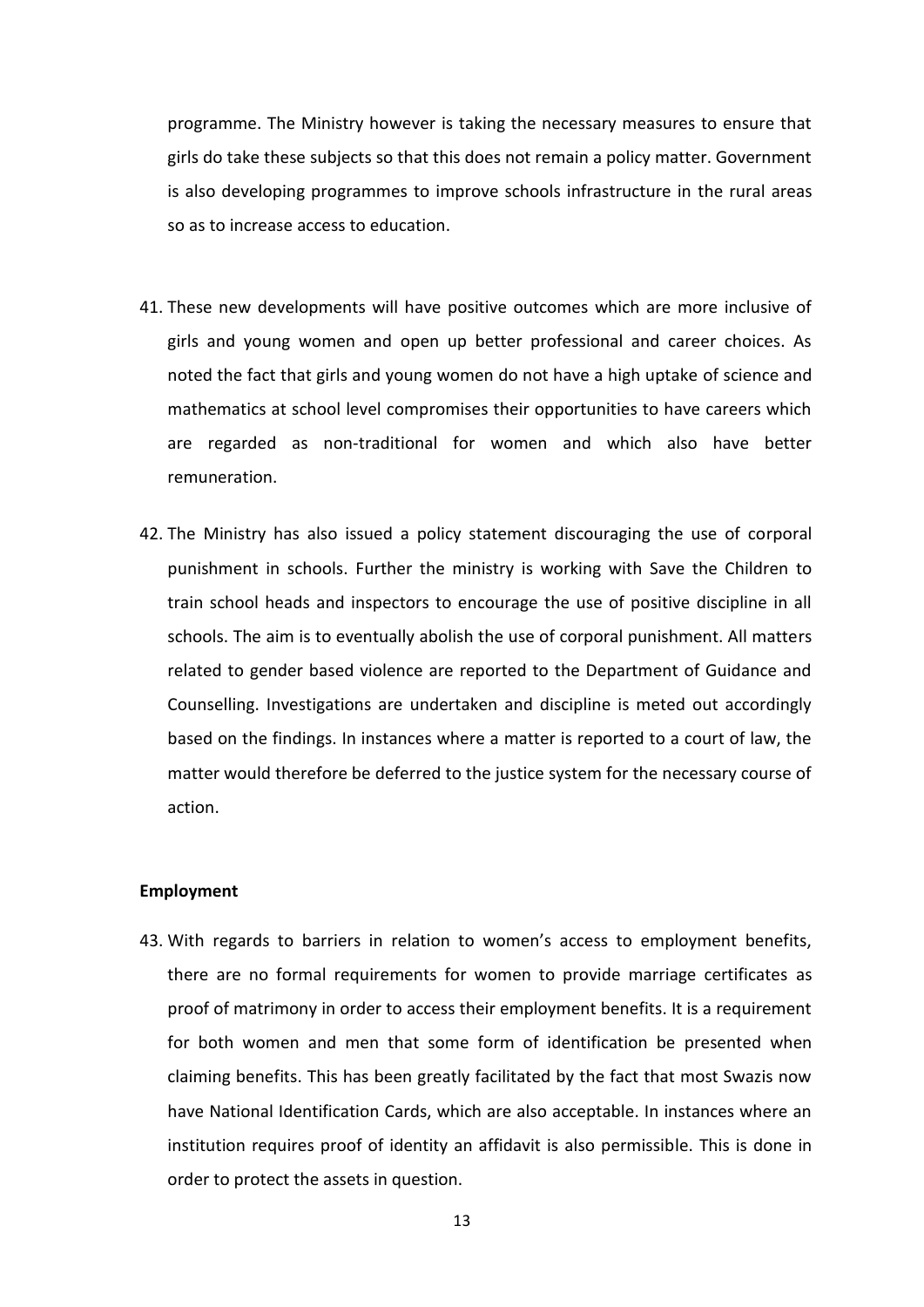programme. The Ministry however is taking the necessary measures to ensure that girls do take these subjects so that this does not remain a policy matter. Government is also developing programmes to improve schools infrastructure in the rural areas so as to increase access to education.

41. These new developments will have positive outcomes which are more inclusive of girls and young women and open up better professional and career choices. As noted the fact that girls and young women do not have a high uptake of science and mathematics at school level compromises their opportunities to have careers which are regarded as non-traditional for women and which also have better remuneration.

42. The Ministry has also issued a policy statement discouraging the use of corporal punishment in schools. Further the ministry is working with Save the Children to train school heads and inspectors to encourage the use of positive discipline in all schools. The aim is to eventually abolish the use of corporal punishment. All matters related to gender based violence are reported to the Department of Guidance and Counselling. Investigations are undertaken and discipline is meted out accordingly based on the findings. In instances where a matter is reported to a court of law, the matter would therefore be deferred to the justice system for the necessary course of action.

**Employment**

43. With regards to barriers in relation to women's access to employment benefits, there are no formal requirements for women to provide marriage certificates as proof of matrimony in order to access their employment benefits. It is a requirement for both women and men that some form of identification be presented when claiming benefits. This has been greatly facilitated by the fact that most Swazis now have National Identification Cards, which are also acceptable. In instances where an institution requires proof of identity an affidavit is also permissible. This is done in order to protect the assets in question.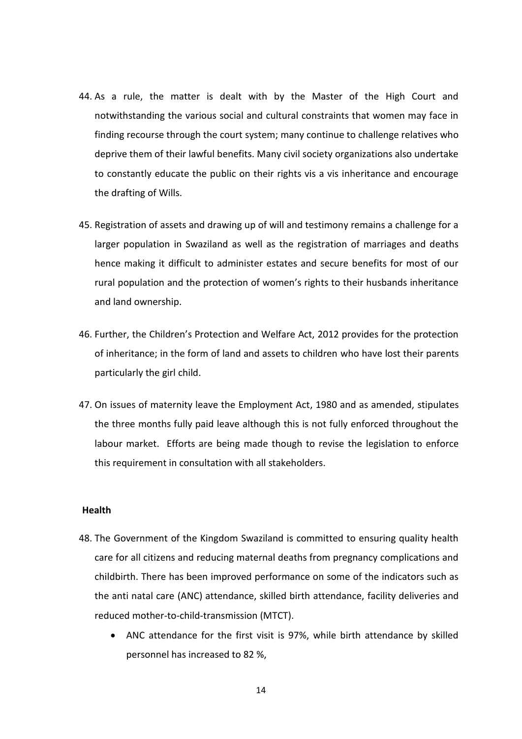44. As a rule, the matter is dealt with by the Master of the High Court and notwithstanding the various social and cultural constraints that women may face in finding recourse through the court system; many continue to challenge relatives who deprive them of their lawful benefits. Many civil society organizations also undertake to constantly educate the public on their rights vis a vis inheritance and encourage the drafting of Wills.

45. Registration of assets and drawing up of will and testimony remains a challenge for a larger population in Swaziland as well as the registration of marriages and deaths hence making it difficult to administer estates and secure benefits for most of our rural population and the protection of women's rights to their husbands inheritance and land ownership.

46. Further, the Children's Protection and Welfare Act, 2012 provides for the protection of inheritance; in the form of land and assets to children who have lost their parents particularly the girl child.

47. On issues of maternity leave the Employment Act, 1980 and as amended, stipulates the three months fully paid leave although this is not fully enforced throughout the labour market. Efforts are being made though to revise the legislation to enforce this requirement in consultation with all stakeholders.

**Health**

48. The Government of the Kingdom Swaziland is committed to ensuring quality health care for all citizens and reducing maternal deaths from pregnancy complications and childbirth. There has been improved performance on some of the indicators such as the anti natal care (ANC) attendance, skilled birth attendance, facility deliveries and reduced mother-to-child-transmission (MTCT).

    - ANC attendance for the first visit is 97%, while birth attendance by skilled personnel has increased to 82 %,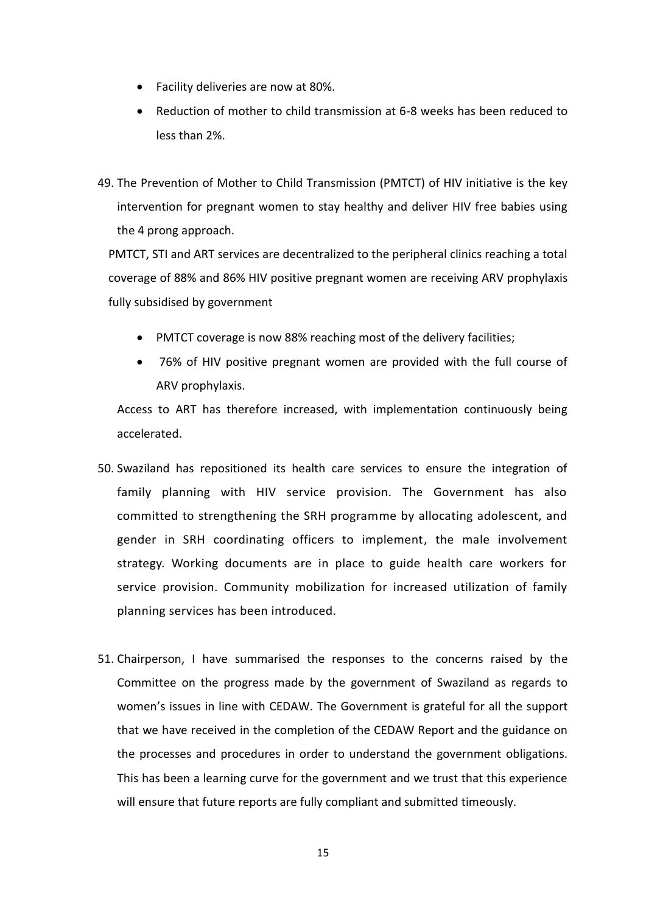- Facility deliveries are now at 80%.
- Reduction of mother to child transmission at 6-8 weeks has been reduced to less than 2%.

49. The Prevention of Mother to Child Transmission (PMTCT) of HIV initiative is the key intervention for pregnant women to stay healthy and deliver HIV free babies using the 4 prong approach.

    PMTCT, STI and ART services are decentralized to the peripheral clinics reaching a total coverage of 88% and 86% HIV positive pregnant women are receiving ARV prophylaxis fully subsidised by government

    - PMTCT coverage is now 88% reaching most of the delivery facilities;
    - 76% of HIV positive pregnant women are provided with the full course of ARV prophylaxis.

    Access to ART has therefore increased, with implementation continuously being accelerated.

50. Swaziland has repositioned its health care services to ensure the integration of family planning with HIV service provision. The Government has also committed to strengthening the SRH programme by allocating adolescent, and gender in SRH coordinating officers to implement, the male involvement strategy. Working documents are in place to guide health care workers for service provision. Community mobilization for increased utilization of family planning services has been introduced.

51. Chairperson, I have summarised the responses to the concerns raised by the Committee on the progress made by the government of Swaziland as regards to women's issues in line with CEDAW. The Government is grateful for all the support that we have received in the completion of the CEDAW Report and the guidance on the processes and procedures in order to understand the government obligations. This has been a learning curve for the government and we trust that this experience will ensure that future reports are fully compliant and submitted timeously.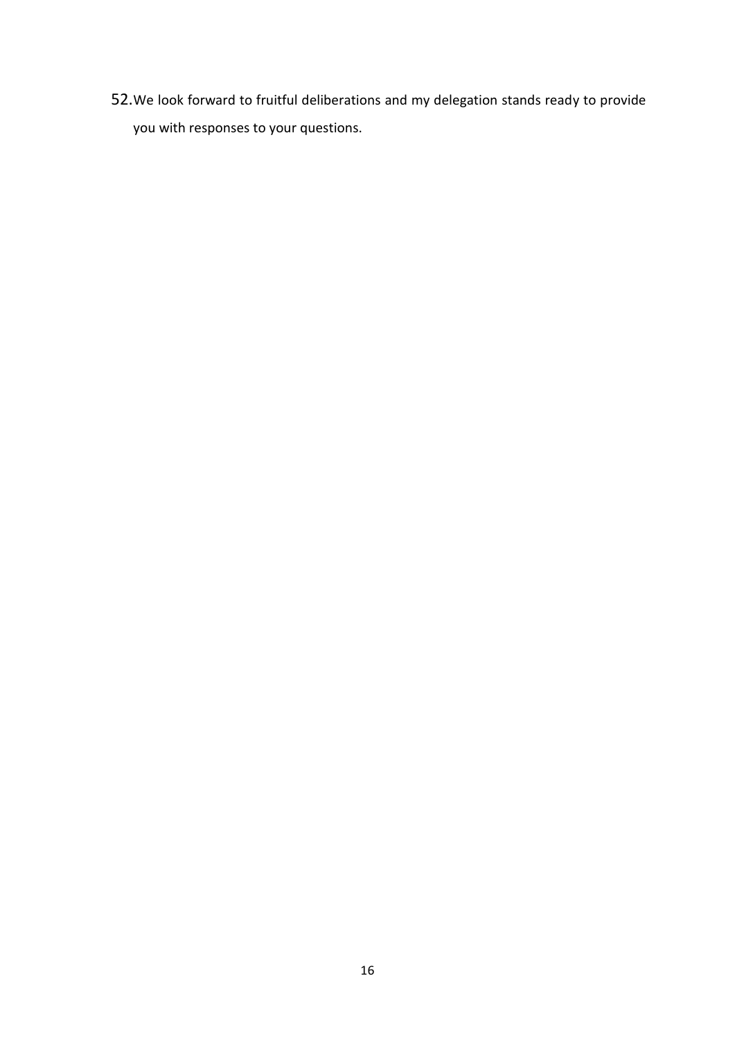52. We look forward to fruitful deliberations and my delegation stands ready to provide you with responses to your questions.